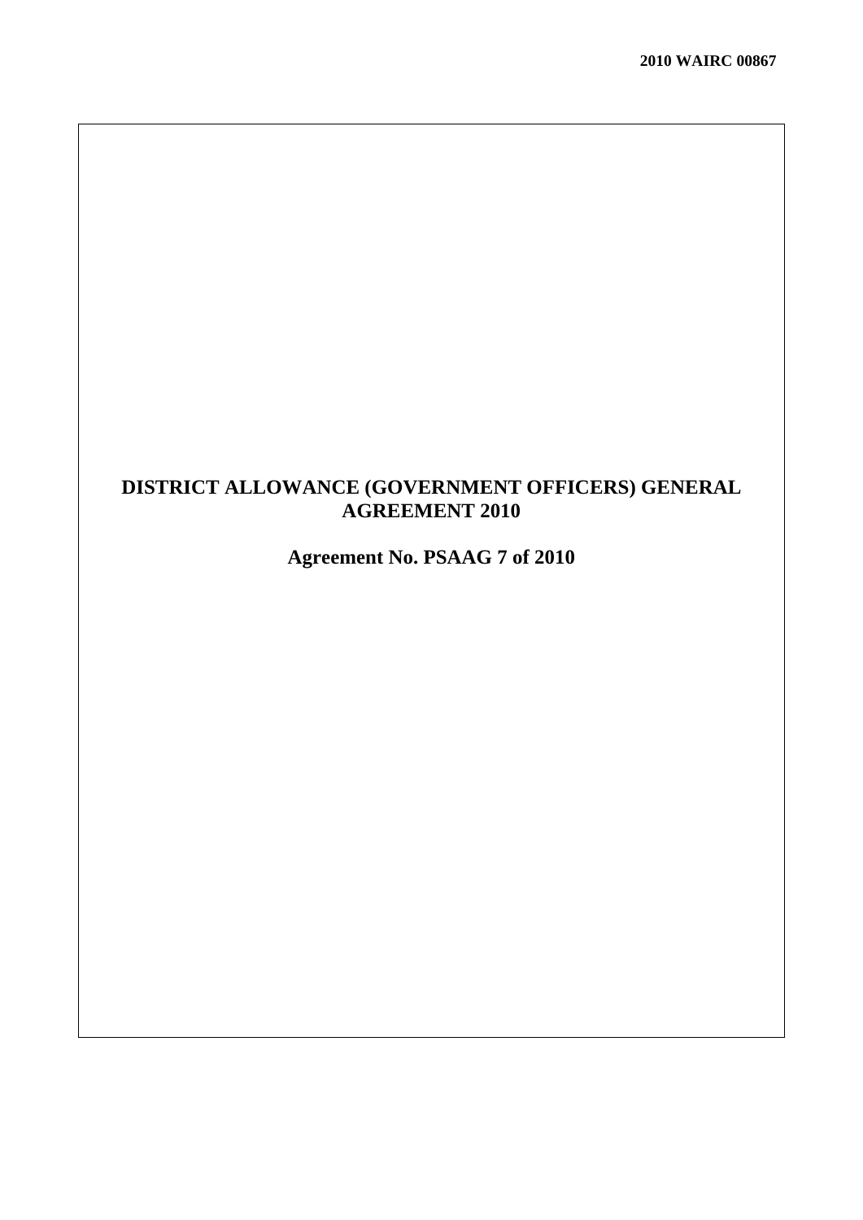2010 WAIRC 00867

# DISTRICT ALLOWANCE (GOVERNMENT OFFICERS) GENERAL AGREEMENT 2010

## Agreement No. PSAAG 7 of 2010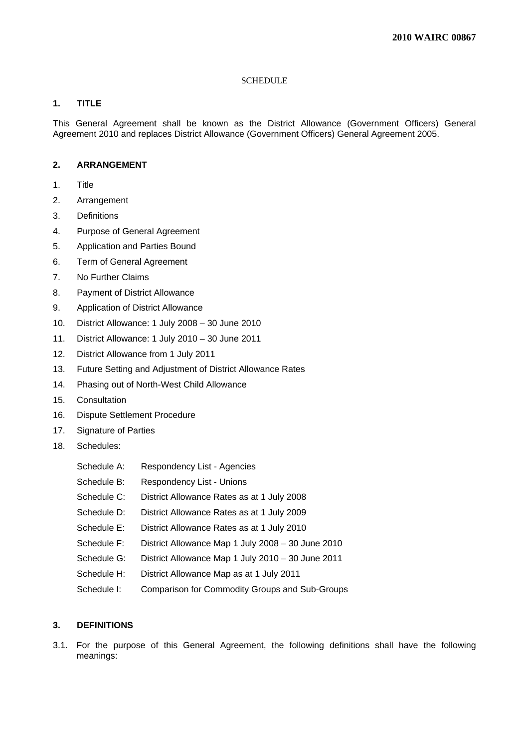SCHEDULE

## 1. TITLE

This General Agreement shall be known as the District Allowance (Government Officers) General Agreement 2010 and replaces District Allowance (Government Officers) General Agreement 2005.

## 2. ARRANGEMENT

1. Title
2. Arrangement
3. Definitions
4. Purpose of General Agreement
5. Application and Parties Bound
6. Term of General Agreement
7. No Further Claims
8. Payment of District Allowance
9. Application of District Allowance
10. District Allowance: 1 July 2008 – 30 June 2010
11. District Allowance: 1 July 2010 – 30 June 2011
12. District Allowance from 1 July 2011
13. Future Setting and Adjustment of District Allowance Rates
14. Phasing out of North-West Child Allowance
15. Consultation
16. Dispute Settlement Procedure
17. Signature of Parties
18. Schedules:

    Schedule A: Respondency List - Agencies

    Schedule B: Respondency List - Unions

    Schedule C: District Allowance Rates as at 1 July 2008

    Schedule D: District Allowance Rates as at 1 July 2009

    Schedule E: District Allowance Rates as at 1 July 2010

    Schedule F: District Allowance Map 1 July 2008 – 30 June 2010

    Schedule G: District Allowance Map 1 July 2010 – 30 June 2011

    Schedule H: District Allowance Map as at 1 July 2011

    Schedule I: Comparison for Commodity Groups and Sub-Groups

## 3. DEFINITIONS

3.1. For the purpose of this General Agreement, the following definitions shall have the following meanings: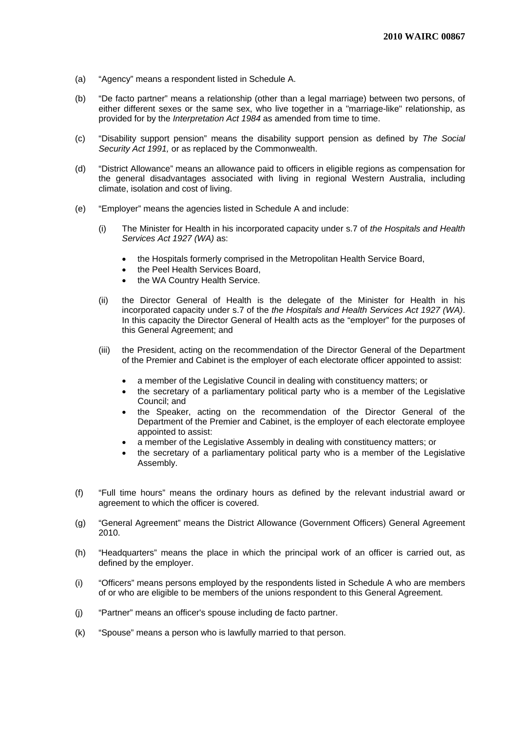(a) "Agency" means a respondent listed in Schedule A.

(b) "De facto partner" means a relationship (other than a legal marriage) between two persons, of either different sexes or the same sex, who live together in a "marriage-like" relationship, as provided for by the *Interpretation Act 1984* as amended from time to time.

(c) "Disability support pension" means the disability support pension as defined by *The Social Security Act 1991,* or as replaced by the Commonwealth.

(d) "District Allowance" means an allowance paid to officers in eligible regions as compensation for the general disadvantages associated with living in regional Western Australia, including climate, isolation and cost of living.

(e) "Employer" means the agencies listed in Schedule A and include:

  (i) The Minister for Health in his incorporated capacity under s.7 of *the Hospitals and Health Services Act 1927 (WA)* as:

  - the Hospitals formerly comprised in the Metropolitan Health Service Board,
  - the Peel Health Services Board,
  - the WA Country Health Service.

  (ii) the Director General of Health is the delegate of the Minister for Health in his incorporated capacity under s.7 of the *the Hospitals and Health Services Act 1927 (WA)*. In this capacity the Director General of Health acts as the "employer" for the purposes of this General Agreement; and

  (iii) the President, acting on the recommendation of the Director General of the Department of the Premier and Cabinet is the employer of each electorate officer appointed to assist:

  - a member of the Legislative Council in dealing with constituency matters; or
  - the secretary of a parliamentary political party who is a member of the Legislative Council; and
  - the Speaker, acting on the recommendation of the Director General of the Department of the Premier and Cabinet, is the employer of each electorate employee appointed to assist:
  - a member of the Legislative Assembly in dealing with constituency matters; or
  - the secretary of a parliamentary political party who is a member of the Legislative Assembly.

(f) "Full time hours" means the ordinary hours as defined by the relevant industrial award or agreement to which the officer is covered.

(g) "General Agreement" means the District Allowance (Government Officers) General Agreement 2010.

(h) "Headquarters" means the place in which the principal work of an officer is carried out, as defined by the employer.

(i) "Officers" means persons employed by the respondents listed in Schedule A who are members of or who are eligible to be members of the unions respondent to this General Agreement.

(j) "Partner" means an officer's spouse including de facto partner.

(k) "Spouse" means a person who is lawfully married to that person.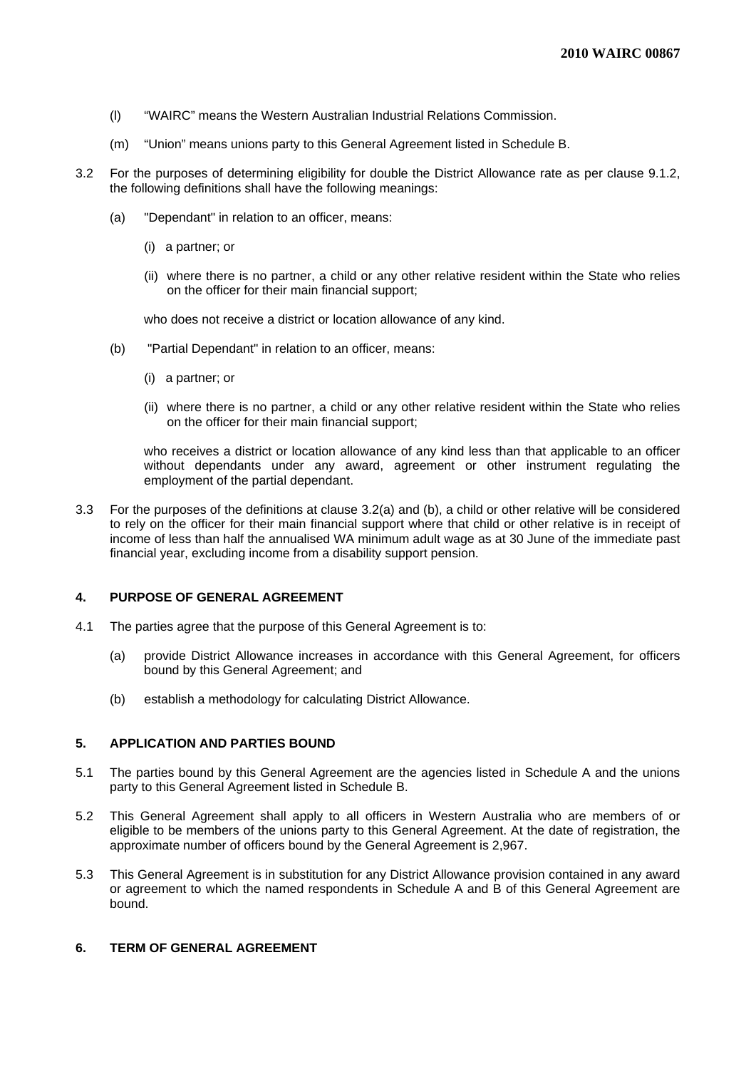(l) "WAIRC" means the Western Australian Industrial Relations Commission.

(m) "Union" means unions party to this General Agreement listed in Schedule B.

3.2 For the purposes of determining eligibility for double the District Allowance rate as per clause 9.1.2, the following definitions shall have the following meanings:

(a) "Dependant" in relation to an officer, means:

(i) a partner; or

(ii) where there is no partner, a child or any other relative resident within the State who relies on the officer for their main financial support;

who does not receive a district or location allowance of any kind.

(b) "Partial Dependant" in relation to an officer, means:

(i) a partner; or

(ii) where there is no partner, a child or any other relative resident within the State who relies on the officer for their main financial support;

who receives a district or location allowance of any kind less than that applicable to an officer without dependants under any award, agreement or other instrument regulating the employment of the partial dependant.

3.3 For the purposes of the definitions at clause 3.2(a) and (b), a child or other relative will be considered to rely on the officer for their main financial support where that child or other relative is in receipt of income of less than half the annualised WA minimum adult wage as at 30 June of the immediate past financial year, excluding income from a disability support pension.

## 4. PURPOSE OF GENERAL AGREEMENT

4.1 The parties agree that the purpose of this General Agreement is to:

(a) provide District Allowance increases in accordance with this General Agreement, for officers bound by this General Agreement; and

(b) establish a methodology for calculating District Allowance.

## 5. APPLICATION AND PARTIES BOUND

5.1 The parties bound by this General Agreement are the agencies listed in Schedule A and the unions party to this General Agreement listed in Schedule B.

5.2 This General Agreement shall apply to all officers in Western Australia who are members of or eligible to be members of the unions party to this General Agreement. At the date of registration, the approximate number of officers bound by the General Agreement is 2,967.

5.3 This General Agreement is in substitution for any District Allowance provision contained in any award or agreement to which the named respondents in Schedule A and B of this General Agreement are bound.

## 6. TERM OF GENERAL AGREEMENT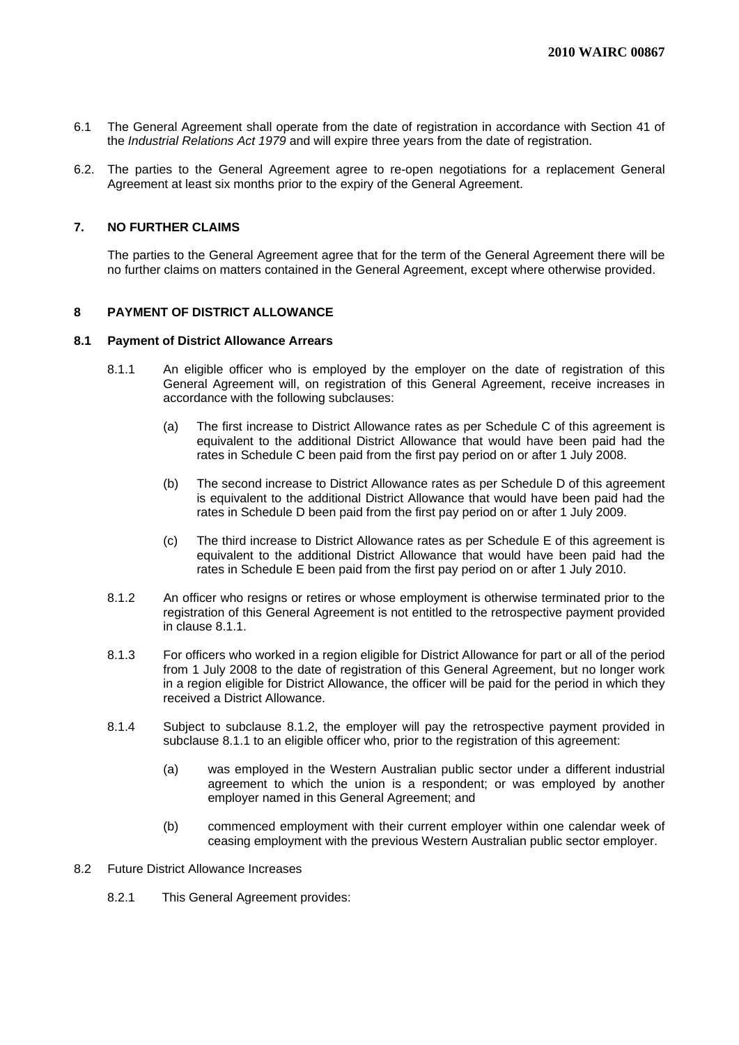6.1 The General Agreement shall operate from the date of registration in accordance with Section 41 of the *Industrial Relations Act 1979* and will expire three years from the date of registration.

6.2. The parties to the General Agreement agree to re-open negotiations for a replacement General Agreement at least six months prior to the expiry of the General Agreement.

## 7. NO FURTHER CLAIMS

The parties to the General Agreement agree that for the term of the General Agreement there will be no further claims on matters contained in the General Agreement, except where otherwise provided.

## 8 PAYMENT OF DISTRICT ALLOWANCE

### 8.1 Payment of District Allowance Arrears

8.1.1 An eligible officer who is employed by the employer on the date of registration of this General Agreement will, on registration of this General Agreement, receive increases in accordance with the following subclauses:

(a) The first increase to District Allowance rates as per Schedule C of this agreement is equivalent to the additional District Allowance that would have been paid had the rates in Schedule C been paid from the first pay period on or after 1 July 2008.

(b) The second increase to District Allowance rates as per Schedule D of this agreement is equivalent to the additional District Allowance that would have been paid had the rates in Schedule D been paid from the first pay period on or after 1 July 2009.

(c) The third increase to District Allowance rates as per Schedule E of this agreement is equivalent to the additional District Allowance that would have been paid had the rates in Schedule E been paid from the first pay period on or after 1 July 2010.

8.1.2 An officer who resigns or retires or whose employment is otherwise terminated prior to the registration of this General Agreement is not entitled to the retrospective payment provided in clause 8.1.1.

8.1.3 For officers who worked in a region eligible for District Allowance for part or all of the period from 1 July 2008 to the date of registration of this General Agreement, but no longer work in a region eligible for District Allowance, the officer will be paid for the period in which they received a District Allowance.

8.1.4 Subject to subclause 8.1.2, the employer will pay the retrospective payment provided in subclause 8.1.1 to an eligible officer who, prior to the registration of this agreement:

(a) was employed in the Western Australian public sector under a different industrial agreement to which the union is a respondent; or was employed by another employer named in this General Agreement; and

(b) commenced employment with their current employer within one calendar week of ceasing employment with the previous Western Australian public sector employer.

8.2 Future District Allowance Increases

8.2.1 This General Agreement provides: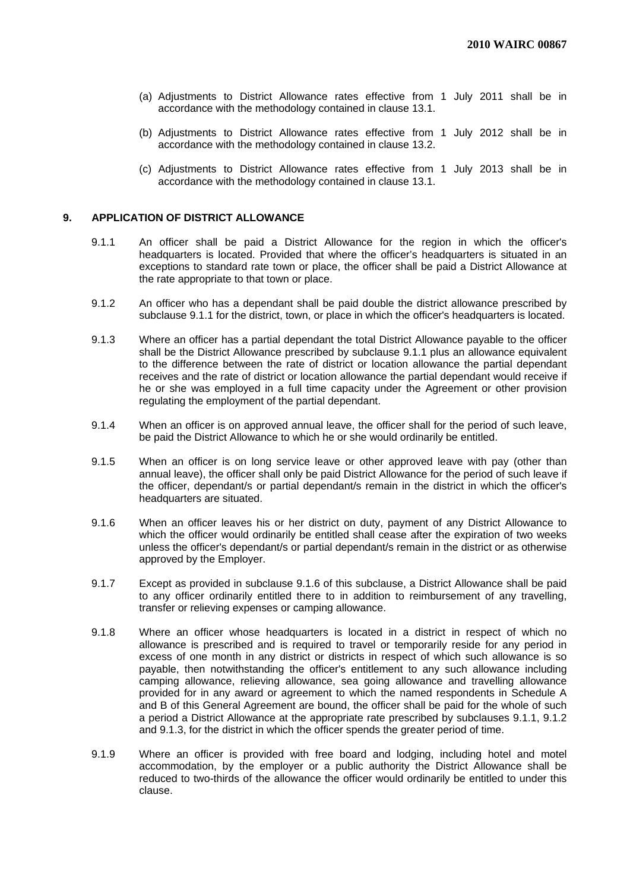(a) Adjustments to District Allowance rates effective from 1 July 2011 shall be in accordance with the methodology contained in clause 13.1.

(b) Adjustments to District Allowance rates effective from 1 July 2012 shall be in accordance with the methodology contained in clause 13.2.

(c) Adjustments to District Allowance rates effective from 1 July 2013 shall be in accordance with the methodology contained in clause 13.1.

## 9. APPLICATION OF DISTRICT ALLOWANCE

9.1.1 An officer shall be paid a District Allowance for the region in which the officer's headquarters is located. Provided that where the officer's headquarters is situated in an exceptions to standard rate town or place, the officer shall be paid a District Allowance at the rate appropriate to that town or place.

9.1.2 An officer who has a dependant shall be paid double the district allowance prescribed by subclause 9.1.1 for the district, town, or place in which the officer's headquarters is located.

9.1.3 Where an officer has a partial dependant the total District Allowance payable to the officer shall be the District Allowance prescribed by subclause 9.1.1 plus an allowance equivalent to the difference between the rate of district or location allowance the partial dependant receives and the rate of district or location allowance the partial dependant would receive if he or she was employed in a full time capacity under the Agreement or other provision regulating the employment of the partial dependant.

9.1.4 When an officer is on approved annual leave, the officer shall for the period of such leave, be paid the District Allowance to which he or she would ordinarily be entitled.

9.1.5 When an officer is on long service leave or other approved leave with pay (other than annual leave), the officer shall only be paid District Allowance for the period of such leave if the officer, dependant/s or partial dependant/s remain in the district in which the officer's headquarters are situated.

9.1.6 When an officer leaves his or her district on duty, payment of any District Allowance to which the officer would ordinarily be entitled shall cease after the expiration of two weeks unless the officer's dependant/s or partial dependant/s remain in the district or as otherwise approved by the Employer.

9.1.7 Except as provided in subclause 9.1.6 of this subclause, a District Allowance shall be paid to any officer ordinarily entitled there to in addition to reimbursement of any travelling, transfer or relieving expenses or camping allowance.

9.1.8 Where an officer whose headquarters is located in a district in respect of which no allowance is prescribed and is required to travel or temporarily reside for any period in excess of one month in any district or districts in respect of which such allowance is so payable, then notwithstanding the officer's entitlement to any such allowance including camping allowance, relieving allowance, sea going allowance and travelling allowance provided for in any award or agreement to which the named respondents in Schedule A and B of this General Agreement are bound, the officer shall be paid for the whole of such a period a District Allowance at the appropriate rate prescribed by subclauses 9.1.1, 9.1.2 and 9.1.3, for the district in which the officer spends the greater period of time.

9.1.9 Where an officer is provided with free board and lodging, including hotel and motel accommodation, by the employer or a public authority the District Allowance shall be reduced to two-thirds of the allowance the officer would ordinarily be entitled to under this clause.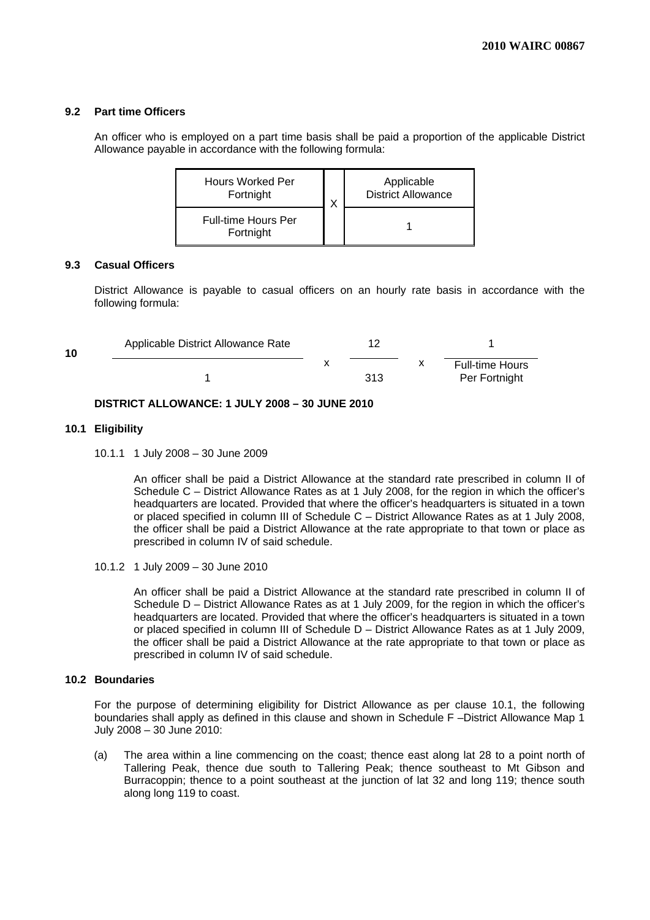### 9.2 Part time Officers

An officer who is employed on a part time basis shall be paid a proportion of the applicable District Allowance payable in accordance with the following formula:

$$\frac{\text{Hours Worked Per Fortnight}}{\text{Full-time Hours Per Fortnight}} \times \frac{\text{Applicable District Allowance}}{1}$$

### 9.3 Casual Officers

District Allowance is payable to casual officers on an hourly rate basis in accordance with the following formula:

$$\frac{\text{Applicable District Allowance Rate}}{1} \times \frac{12}{313} \times \frac{1}{\text{Full-time Hours Per Fortnight}}$$

## 10 DISTRICT ALLOWANCE: 1 JULY 2008 – 30 JUNE 2010

### 10.1 Eligibility

10.1.1 1 July 2008 – 30 June 2009

An officer shall be paid a District Allowance at the standard rate prescribed in column II of Schedule C – District Allowance Rates as at 1 July 2008, for the region in which the officer's headquarters are located. Provided that where the officer's headquarters is situated in a town or placed specified in column III of Schedule C – District Allowance Rates as at 1 July 2008, the officer shall be paid a District Allowance at the rate appropriate to that town or place as prescribed in column IV of said schedule.

10.1.2 1 July 2009 – 30 June 2010

An officer shall be paid a District Allowance at the standard rate prescribed in column II of Schedule D – District Allowance Rates as at 1 July 2009, for the region in which the officer's headquarters are located. Provided that where the officer's headquarters is situated in a town or placed specified in column III of Schedule D – District Allowance Rates as at 1 July 2009, the officer shall be paid a District Allowance at the rate appropriate to that town or place as prescribed in column IV of said schedule.

### 10.2 Boundaries

For the purpose of determining eligibility for District Allowance as per clause 10.1, the following boundaries shall apply as defined in this clause and shown in Schedule F –District Allowance Map 1 July 2008 – 30 June 2010:

(a) The area within a line commencing on the coast; thence east along lat 28 to a point north of Tallering Peak, thence due south to Tallering Peak; thence southeast to Mt Gibson and Burracoppin; thence to a point southeast at the junction of lat 32 and long 119; thence south along long 119 to coast.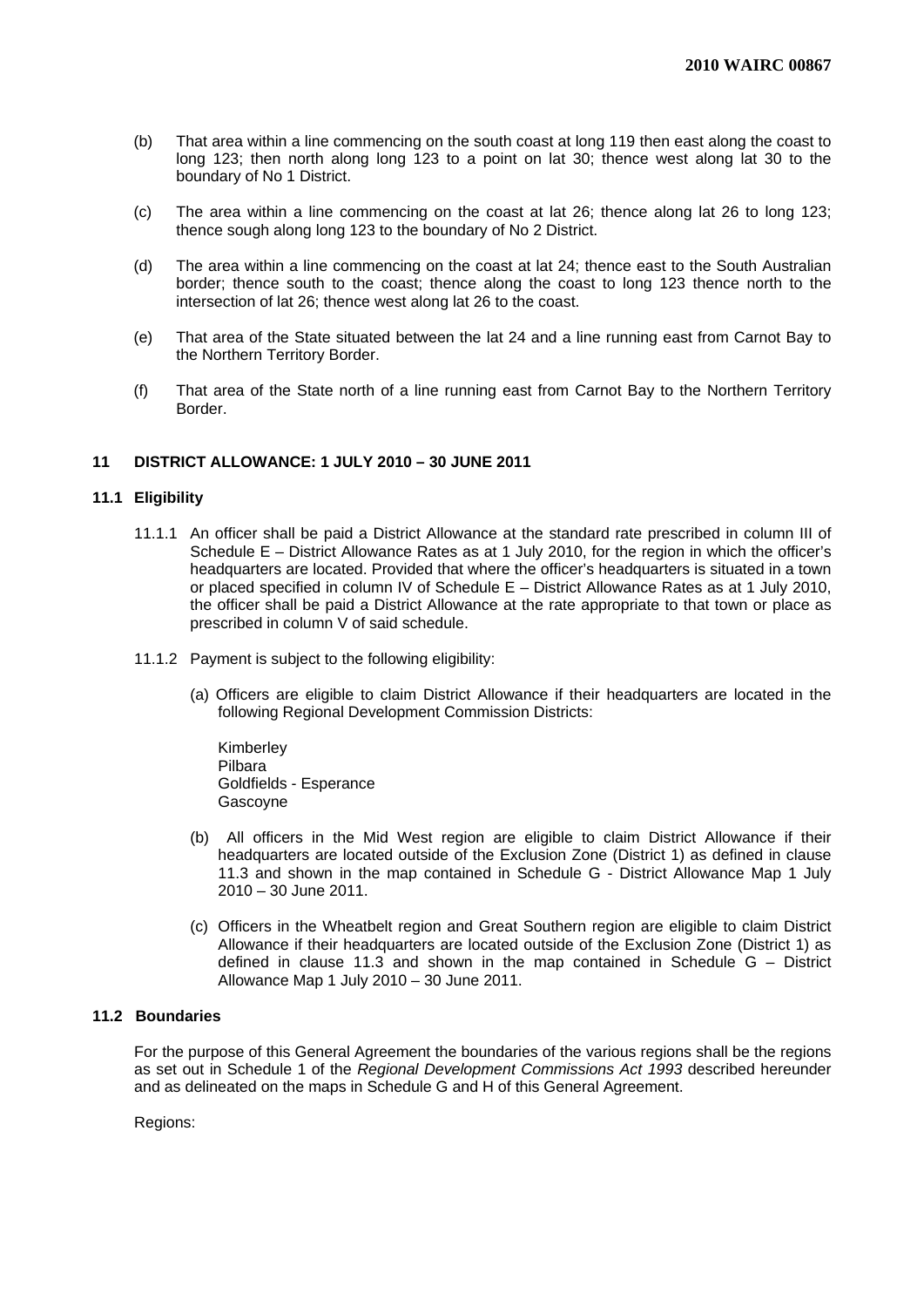(b) That area within a line commencing on the south coast at long 119 then east along the coast to long 123; then north along long 123 to a point on lat 30; thence west along lat 30 to the boundary of No 1 District.

(c) The area within a line commencing on the coast at lat 26; thence along lat 26 to long 123; thence sough along long 123 to the boundary of No 2 District.

(d) The area within a line commencing on the coast at lat 24; thence east to the South Australian border; thence south to the coast; thence along the coast to long 123 thence north to the intersection of lat 26; thence west along lat 26 to the coast.

(e) That area of the State situated between the lat 24 and a line running east from Carnot Bay to the Northern Territory Border.

(f) That area of the State north of a line running east from Carnot Bay to the Northern Territory Border.

## 11 DISTRICT ALLOWANCE: 1 JULY 2010 – 30 JUNE 2011

### 11.1 Eligibility

11.1.1 An officer shall be paid a District Allowance at the standard rate prescribed in column III of Schedule E – District Allowance Rates as at 1 July 2010, for the region in which the officer's headquarters are located. Provided that where the officer's headquarters is situated in a town or placed specified in column IV of Schedule E – District Allowance Rates as at 1 July 2010, the officer shall be paid a District Allowance at the rate appropriate to that town or place as prescribed in column V of said schedule.

11.1.2 Payment is subject to the following eligibility:

(a) Officers are eligible to claim District Allowance if their headquarters are located in the following Regional Development Commission Districts:

Kimberley
Pilbara
Goldfields - Esperance
Gascoyne

(b) All officers in the Mid West region are eligible to claim District Allowance if their headquarters are located outside of the Exclusion Zone (District 1) as defined in clause 11.3 and shown in the map contained in Schedule G - District Allowance Map 1 July 2010 – 30 June 2011.

(c) Officers in the Wheatbelt region and Great Southern region are eligible to claim District Allowance if their headquarters are located outside of the Exclusion Zone (District 1) as defined in clause 11.3 and shown in the map contained in Schedule G – District Allowance Map 1 July 2010 – 30 June 2011.

### 11.2 Boundaries

For the purpose of this General Agreement the boundaries of the various regions shall be the regions as set out in Schedule 1 of the *Regional Development Commissions Act 1993* described hereunder and as delineated on the maps in Schedule G and H of this General Agreement.

Regions: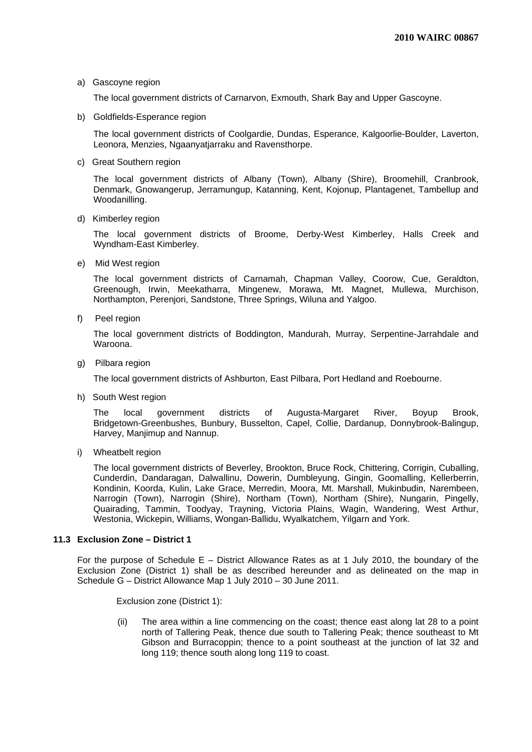a) Gascoyne region

The local government districts of Carnarvon, Exmouth, Shark Bay and Upper Gascoyne.

b) Goldfields-Esperance region

The local government districts of Coolgardie, Dundas, Esperance, Kalgoorlie-Boulder, Laverton, Leonora, Menzies, Ngaanyatjarraku and Ravensthorpe.

c) Great Southern region

The local government districts of Albany (Town), Albany (Shire), Broomehill, Cranbrook, Denmark, Gnowangerup, Jerramungup, Katanning, Kent, Kojonup, Plantagenet, Tambellup and Woodanilling.

d) Kimberley region

The local government districts of Broome, Derby-West Kimberley, Halls Creek and Wyndham-East Kimberley.

e) Mid West region

The local government districts of Carnamah, Chapman Valley, Coorow, Cue, Geraldton, Greenough, Irwin, Meekatharra, Mingenew, Morawa, Mt. Magnet, Mullewa, Murchison, Northampton, Perenjori, Sandstone, Three Springs, Wiluna and Yalgoo.

f) Peel region

The local government districts of Boddington, Mandurah, Murray, Serpentine-Jarrahdale and Waroona.

g) Pilbara region

The local government districts of Ashburton, East Pilbara, Port Hedland and Roebourne.

h) South West region

The local government districts of Augusta-Margaret River, Boyup Brook, Bridgetown-Greenbushes, Bunbury, Busselton, Capel, Collie, Dardanup, Donnybrook-Balingup, Harvey, Manjimup and Nannup.

i) Wheatbelt region

The local government districts of Beverley, Brookton, Bruce Rock, Chittering, Corrigin, Cuballing, Cunderdin, Dandaragan, Dalwallinu, Dowerin, Dumbleyung, Gingin, Goomalling, Kellerberrin, Kondinin, Koorda, Kulin, Lake Grace, Merredin, Moora, Mt. Marshall, Mukinbudin, Narembeen, Narrogin (Town), Narrogin (Shire), Northam (Town), Northam (Shire), Nungarin, Pingelly, Quairading, Tammin, Toodyay, Trayning, Victoria Plains, Wagin, Wandering, West Arthur, Westonia, Wickepin, Williams, Wongan-Ballidu, Wyalkatchem, Yilgarn and York.

**11.3 Exclusion Zone – District 1**

For the purpose of Schedule E – District Allowance Rates as at 1 July 2010, the boundary of the Exclusion Zone (District 1) shall be as described hereunder and as delineated on the map in Schedule G – District Allowance Map 1 July 2010 – 30 June 2011.

Exclusion zone (District 1):

(ii) The area within a line commencing on the coast; thence east along lat 28 to a point north of Tallering Peak, thence due south to Tallering Peak; thence southeast to Mt Gibson and Burracoppin; thence to a point southeast at the junction of lat 32 and long 119; thence south along long 119 to coast.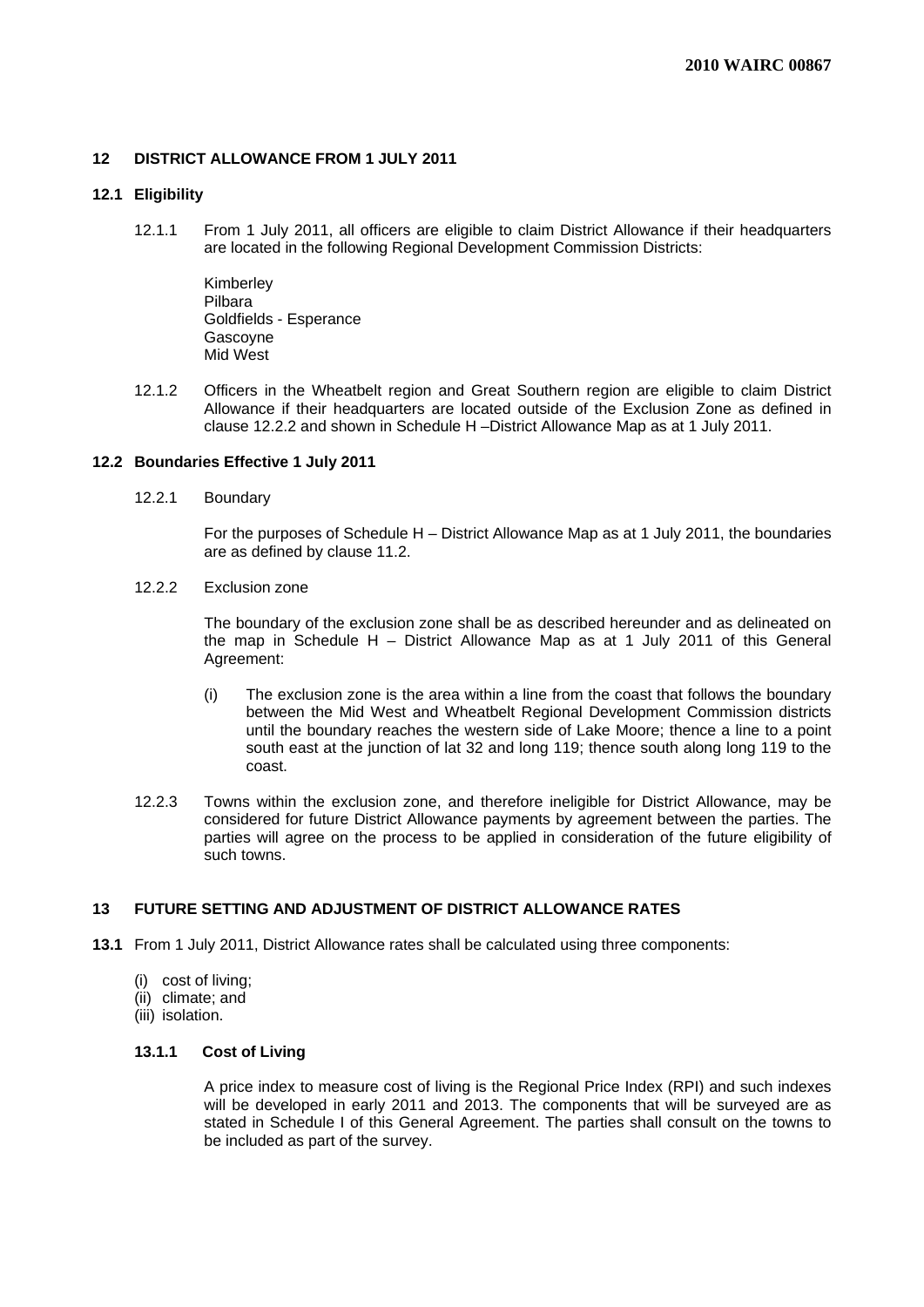## 12 DISTRICT ALLOWANCE FROM 1 JULY 2011

### 12.1 Eligibility

12.1.1 From 1 July 2011, all officers are eligible to claim District Allowance if their headquarters are located in the following Regional Development Commission Districts:

Kimberley
Pilbara
Goldfields - Esperance
Gascoyne
Mid West

12.1.2 Officers in the Wheatbelt region and Great Southern region are eligible to claim District Allowance if their headquarters are located outside of the Exclusion Zone as defined in clause 12.2.2 and shown in Schedule H –District Allowance Map as at 1 July 2011.

### 12.2 Boundaries Effective 1 July 2011

12.2.1 Boundary

For the purposes of Schedule H – District Allowance Map as at 1 July 2011, the boundaries are as defined by clause 11.2.

12.2.2 Exclusion zone

The boundary of the exclusion zone shall be as described hereunder and as delineated on the map in Schedule H – District Allowance Map as at 1 July 2011 of this General Agreement:

(i) The exclusion zone is the area within a line from the coast that follows the boundary between the Mid West and Wheatbelt Regional Development Commission districts until the boundary reaches the western side of Lake Moore; thence a line to a point south east at the junction of lat 32 and long 119; thence south along long 119 to the coast.

12.2.3 Towns within the exclusion zone, and therefore ineligible for District Allowance, may be considered for future District Allowance payments by agreement between the parties. The parties will agree on the process to be applied in consideration of the future eligibility of such towns.

## 13 FUTURE SETTING AND ADJUSTMENT OF DISTRICT ALLOWANCE RATES

**13.1** From 1 July 2011, District Allowance rates shall be calculated using three components:

(i) cost of living;
(ii) climate; and
(iii) isolation.

#### 13.1.1 Cost of Living

A price index to measure cost of living is the Regional Price Index (RPI) and such indexes will be developed in early 2011 and 2013. The components that will be surveyed are as stated in Schedule I of this General Agreement. The parties shall consult on the towns to be included as part of the survey.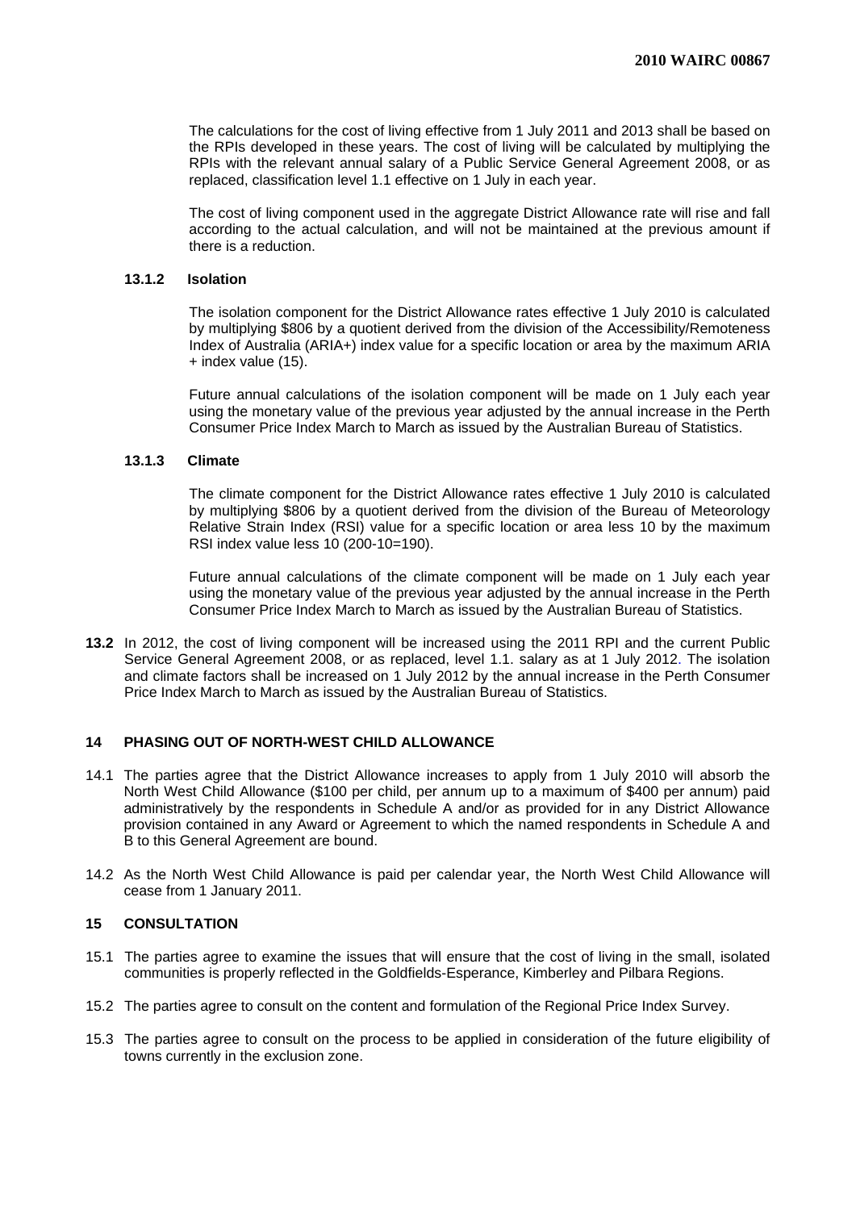The calculations for the cost of living effective from 1 July 2011 and 2013 shall be based on the RPIs developed in these years. The cost of living will be calculated by multiplying the RPIs with the relevant annual salary of a Public Service General Agreement 2008, or as replaced, classification level 1.1 effective on 1 July in each year.

The cost of living component used in the aggregate District Allowance rate will rise and fall according to the actual calculation, and will not be maintained at the previous amount if there is a reduction.

#### 13.1.2 Isolation

The isolation component for the District Allowance rates effective 1 July 2010 is calculated by multiplying $806 by a quotient derived from the division of the Accessibility/Remoteness Index of Australia (ARIA+) index value for a specific location or area by the maximum ARIA + index value (15).

Future annual calculations of the isolation component will be made on 1 July each year using the monetary value of the previous year adjusted by the annual increase in the Perth Consumer Price Index March to March as issued by the Australian Bureau of Statistics.

#### 13.1.3 Climate

The climate component for the District Allowance rates effective 1 July 2010 is calculated by multiplying $806 by a quotient derived from the division of the Bureau of Meteorology Relative Strain Index (RSI) value for a specific location or area less 10 by the maximum RSI index value less 10 (200-10=190).

Future annual calculations of the climate component will be made on 1 July each year using the monetary value of the previous year adjusted by the annual increase in the Perth Consumer Price Index March to March as issued by the Australian Bureau of Statistics.

**13.2** In 2012, the cost of living component will be increased using the 2011 RPI and the current Public Service General Agreement 2008, or as replaced, level 1.1. salary as at 1 July 2012. The isolation and climate factors shall be increased on 1 July 2012 by the annual increase in the Perth Consumer Price Index March to March as issued by the Australian Bureau of Statistics.

### 14 PHASING OUT OF NORTH-WEST CHILD ALLOWANCE

14.1 The parties agree that the District Allowance increases to apply from 1 July 2010 will absorb the North West Child Allowance ($100 per child, per annum up to a maximum of $400 per annum) paid administratively by the respondents in Schedule A and/or as provided for in any District Allowance provision contained in any Award or Agreement to which the named respondents in Schedule A and B to this General Agreement are bound.

14.2 As the North West Child Allowance is paid per calendar year, the North West Child Allowance will cease from 1 January 2011.

### 15 CONSULTATION

15.1 The parties agree to examine the issues that will ensure that the cost of living in the small, isolated communities is properly reflected in the Goldfields-Esperance, Kimberley and Pilbara Regions.

15.2 The parties agree to consult on the content and formulation of the Regional Price Index Survey.

15.3 The parties agree to consult on the process to be applied in consideration of the future eligibility of towns currently in the exclusion zone.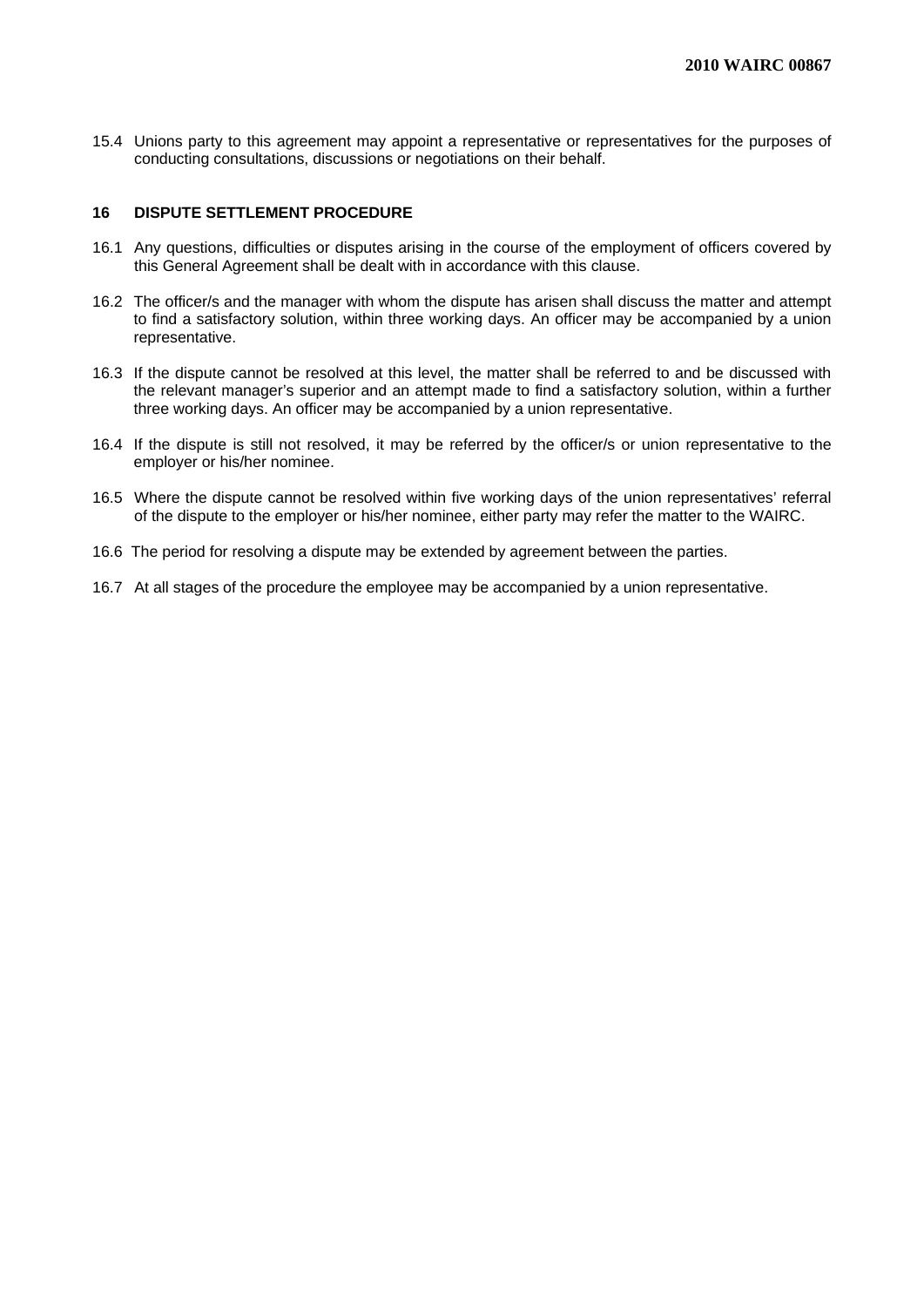15.4 Unions party to this agreement may appoint a representative or representatives for the purposes of conducting consultations, discussions or negotiations on their behalf.

## 16 DISPUTE SETTLEMENT PROCEDURE

16.1 Any questions, difficulties or disputes arising in the course of the employment of officers covered by this General Agreement shall be dealt with in accordance with this clause.

16.2 The officer/s and the manager with whom the dispute has arisen shall discuss the matter and attempt to find a satisfactory solution, within three working days. An officer may be accompanied by a union representative.

16.3 If the dispute cannot be resolved at this level, the matter shall be referred to and be discussed with the relevant manager's superior and an attempt made to find a satisfactory solution, within a further three working days. An officer may be accompanied by a union representative.

16.4 If the dispute is still not resolved, it may be referred by the officer/s or union representative to the employer or his/her nominee.

16.5 Where the dispute cannot be resolved within five working days of the union representatives' referral of the dispute to the employer or his/her nominee, either party may refer the matter to the WAIRC.

16.6 The period for resolving a dispute may be extended by agreement between the parties.

16.7 At all stages of the procedure the employee may be accompanied by a union representative.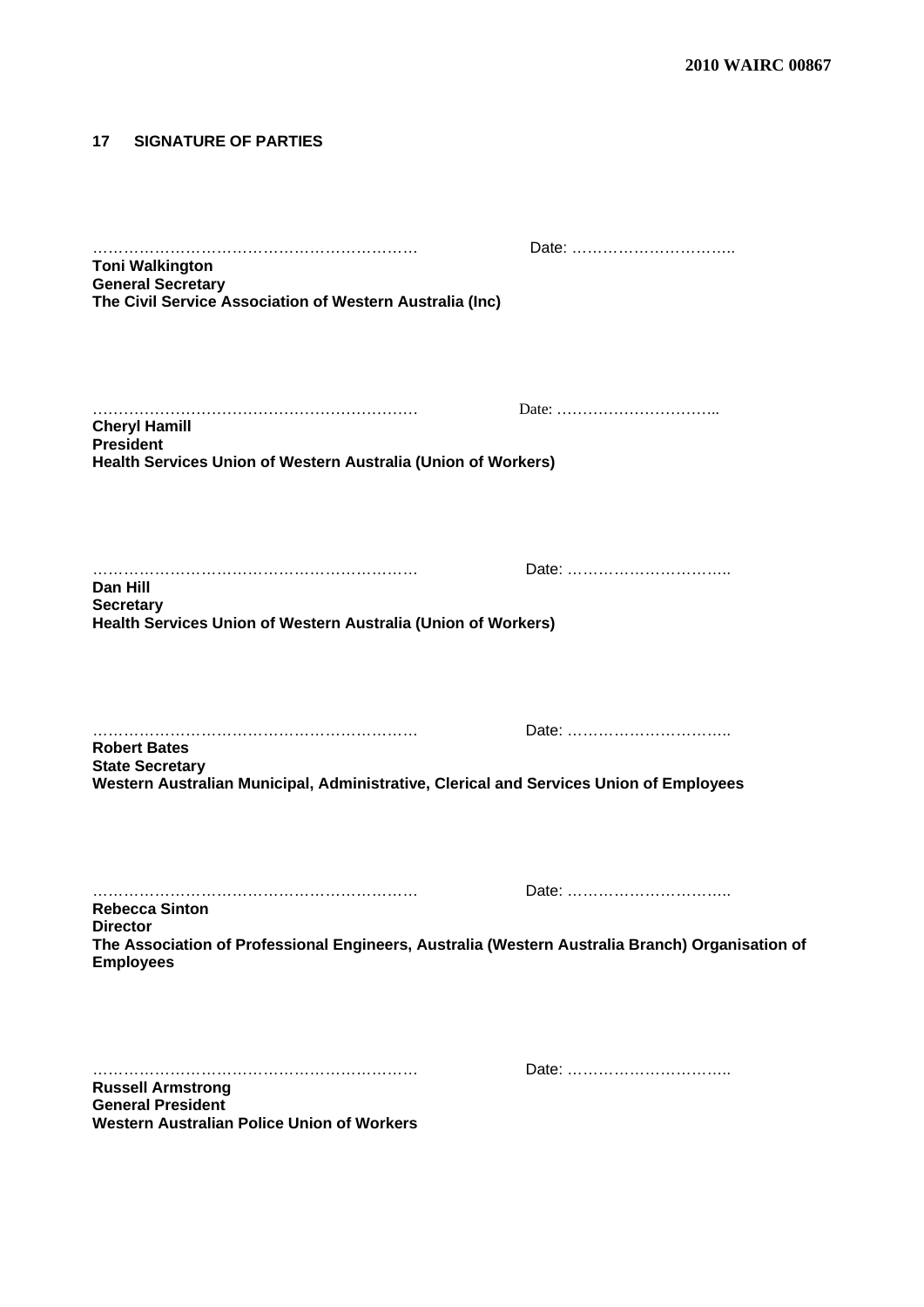## 17 SIGNATURE OF PARTIES

……………………………………………………… Date: …………………………..

**Toni Walkington**
**General Secretary**
**The Civil Service Association of Western Australia (Inc)**

……………………………………………………… Date: …………………………..

**Cheryl Hamill**
**President**
**Health Services Union of Western Australia (Union of Workers)**

……………………………………………………… Date: …………………………..

**Dan Hill**
**Secretary**
**Health Services Union of Western Australia (Union of Workers)**

……………………………………………………… Date: …………………………..

**Robert Bates**
**State Secretary**
**Western Australian Municipal, Administrative, Clerical and Services Union of Employees**

……………………………………………………… Date: …………………………..

**Rebecca Sinton**
**Director**
**The Association of Professional Engineers, Australia (Western Australia Branch) Organisation of Employees**

……………………………………………………… Date: …………………………..

**Russell Armstrong**
**General President**
**Western Australian Police Union of Workers**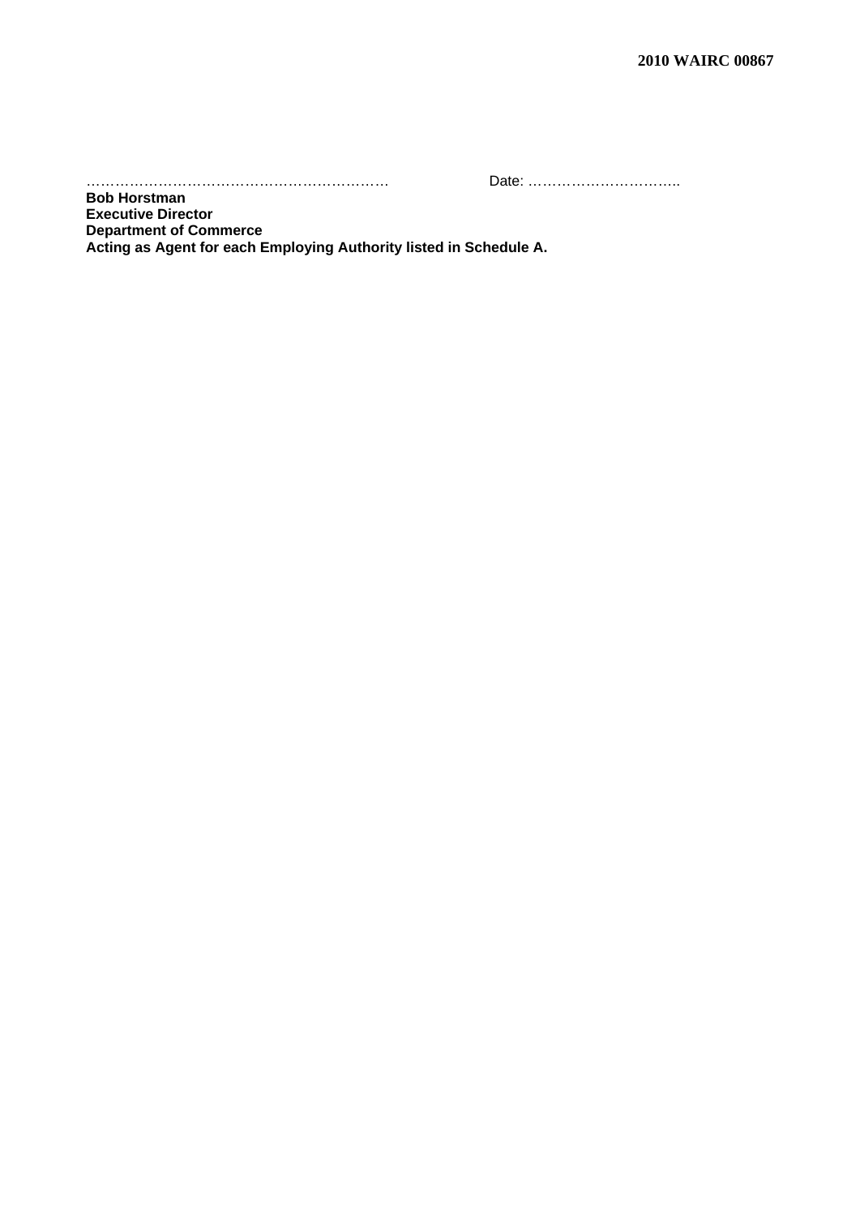……………………………………………………… Date: …………………………..

**Bob Horstman**
**Executive Director**
**Department of Commerce**
**Acting as Agent for each Employing Authority listed in Schedule A.**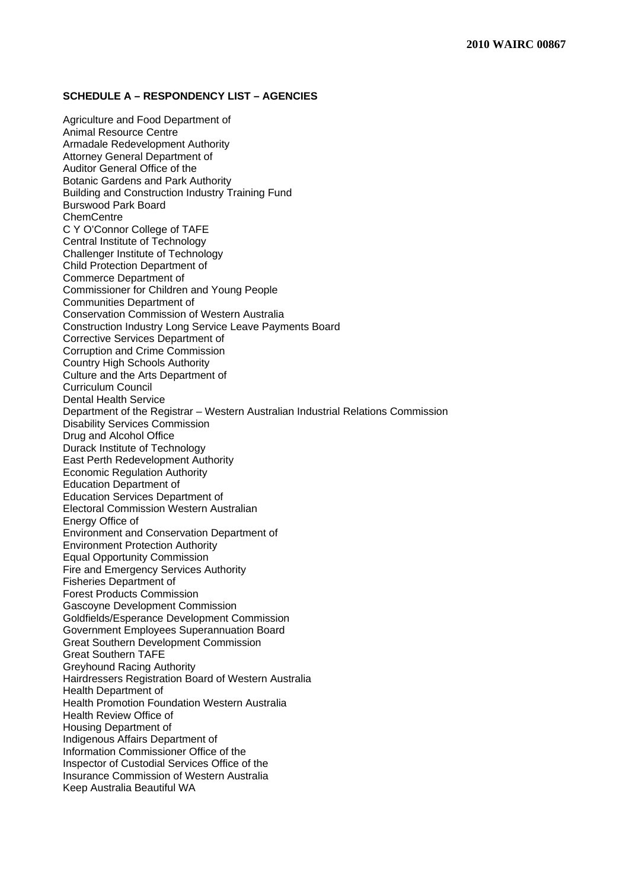**SCHEDULE A – RESPONDENCY LIST – AGENCIES**

Agriculture and Food Department of
Animal Resource Centre
Armadale Redevelopment Authority
Attorney General Department of
Auditor General Office of the
Botanic Gardens and Park Authority
Building and Construction Industry Training Fund
Burswood Park Board
ChemCentre
C Y O'Connor College of TAFE
Central Institute of Technology
Challenger Institute of Technology
Child Protection Department of
Commerce Department of
Commissioner for Children and Young People
Communities Department of
Conservation Commission of Western Australia
Construction Industry Long Service Leave Payments Board
Corrective Services Department of
Corruption and Crime Commission
Country High Schools Authority
Culture and the Arts Department of
Curriculum Council
Dental Health Service
Department of the Registrar – Western Australian Industrial Relations Commission
Disability Services Commission
Drug and Alcohol Office
Durack Institute of Technology
East Perth Redevelopment Authority
Economic Regulation Authority
Education Department of
Education Services Department of
Electoral Commission Western Australian
Energy Office of
Environment and Conservation Department of
Environment Protection Authority
Equal Opportunity Commission
Fire and Emergency Services Authority
Fisheries Department of
Forest Products Commission
Gascoyne Development Commission
Goldfields/Esperance Development Commission
Government Employees Superannuation Board
Great Southern Development Commission
Great Southern TAFE
Greyhound Racing Authority
Hairdressers Registration Board of Western Australia
Health Department of
Health Promotion Foundation Western Australia
Health Review Office of
Housing Department of
Indigenous Affairs Department of
Information Commissioner Office of the
Inspector of Custodial Services Office of the
Insurance Commission of Western Australia
Keep Australia Beautiful WA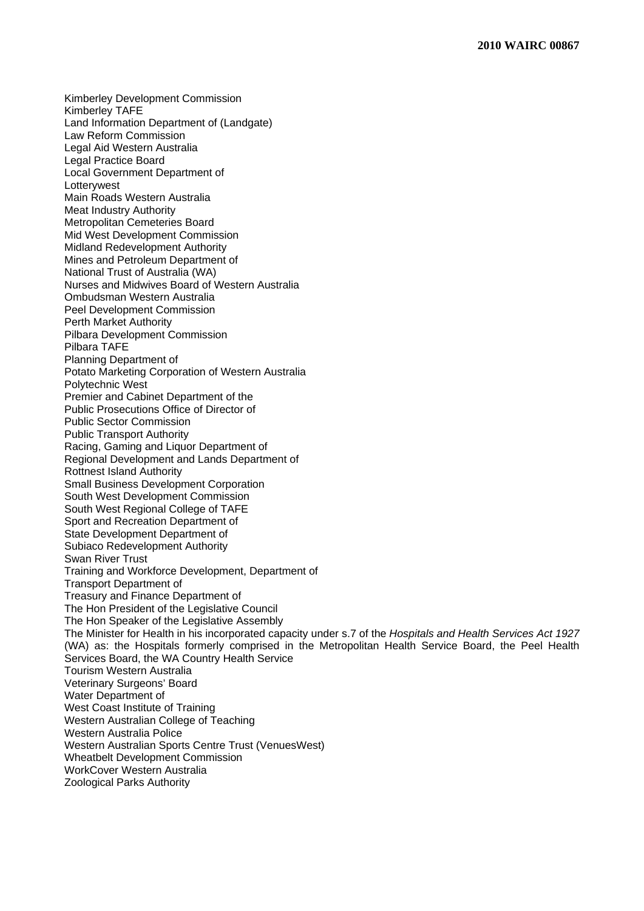Kimberley Development Commission
Kimberley TAFE
Land Information Department of (Landgate)
Law Reform Commission
Legal Aid Western Australia
Legal Practice Board
Local Government Department of
Lotterywest
Main Roads Western Australia
Meat Industry Authority
Metropolitan Cemeteries Board
Mid West Development Commission
Midland Redevelopment Authority
Mines and Petroleum Department of
National Trust of Australia (WA)
Nurses and Midwives Board of Western Australia
Ombudsman Western Australia
Peel Development Commission
Perth Market Authority
Pilbara Development Commission
Pilbara TAFE
Planning Department of
Potato Marketing Corporation of Western Australia
Polytechnic West
Premier and Cabinet Department of the
Public Prosecutions Office of Director of
Public Sector Commission
Public Transport Authority
Racing, Gaming and Liquor Department of
Regional Development and Lands Department of
Rottnest Island Authority
Small Business Development Corporation
South West Development Commission
South West Regional College of TAFE
Sport and Recreation Department of
State Development Department of
Subiaco Redevelopment Authority
Swan River Trust
Training and Workforce Development, Department of
Transport Department of
Treasury and Finance Department of
The Hon President of the Legislative Council
The Hon Speaker of the Legislative Assembly
The Minister for Health in his incorporated capacity under s.7 of the *Hospitals and Health Services Act 1927* (WA) as: the Hospitals formerly comprised in the Metropolitan Health Service Board, the Peel Health Services Board, the WA Country Health Service
Tourism Western Australia
Veterinary Surgeons' Board
Water Department of
West Coast Institute of Training
Western Australian College of Teaching
Western Australia Police
Western Australian Sports Centre Trust (VenuesWest)
Wheatbelt Development Commission
WorkCover Western Australia
Zoological Parks Authority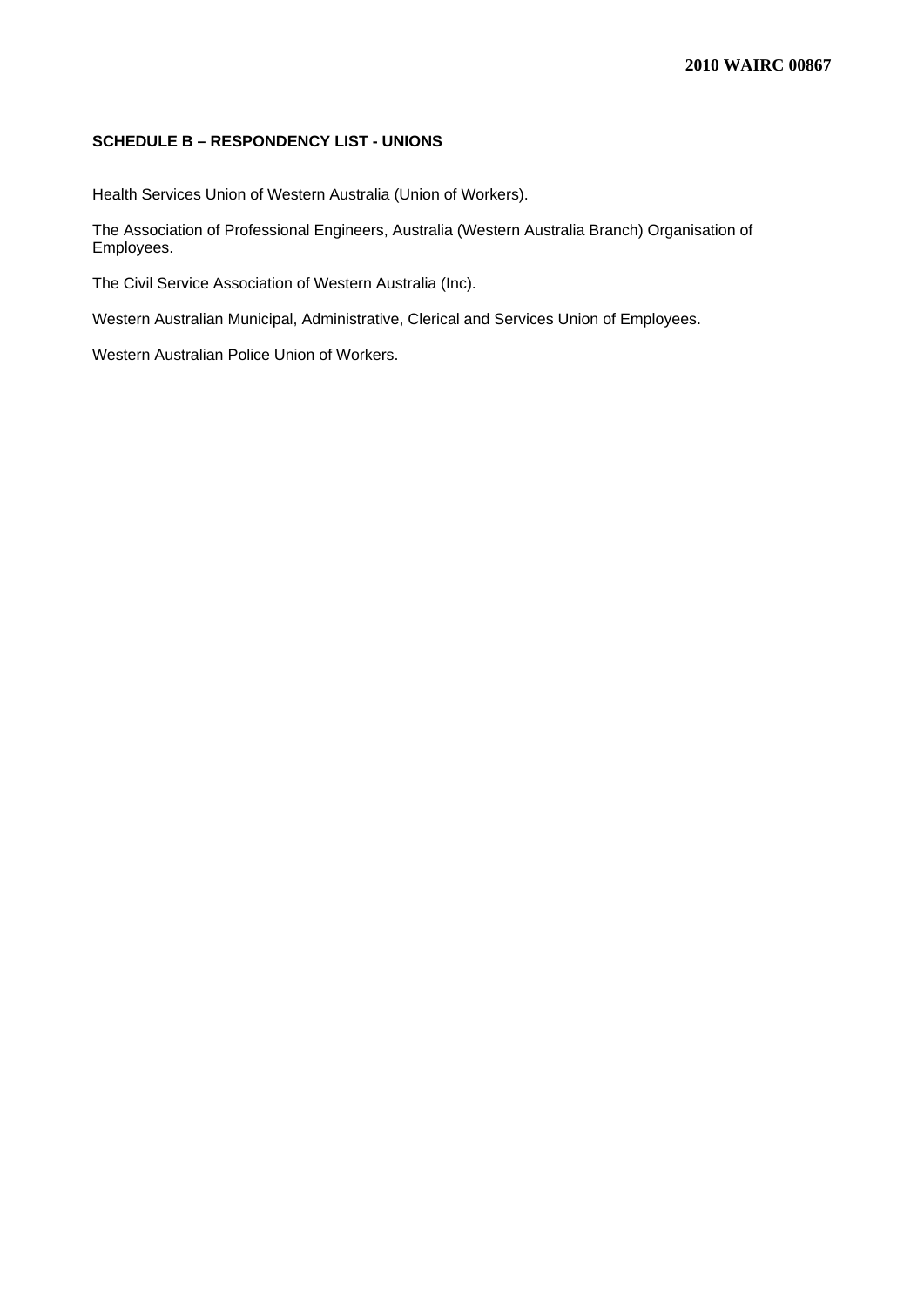**SCHEDULE B – RESPONDENCY LIST - UNIONS**

Health Services Union of Western Australia (Union of Workers).

The Association of Professional Engineers, Australia (Western Australia Branch) Organisation of Employees.

The Civil Service Association of Western Australia (Inc).

Western Australian Municipal, Administrative, Clerical and Services Union of Employees.

Western Australian Police Union of Workers.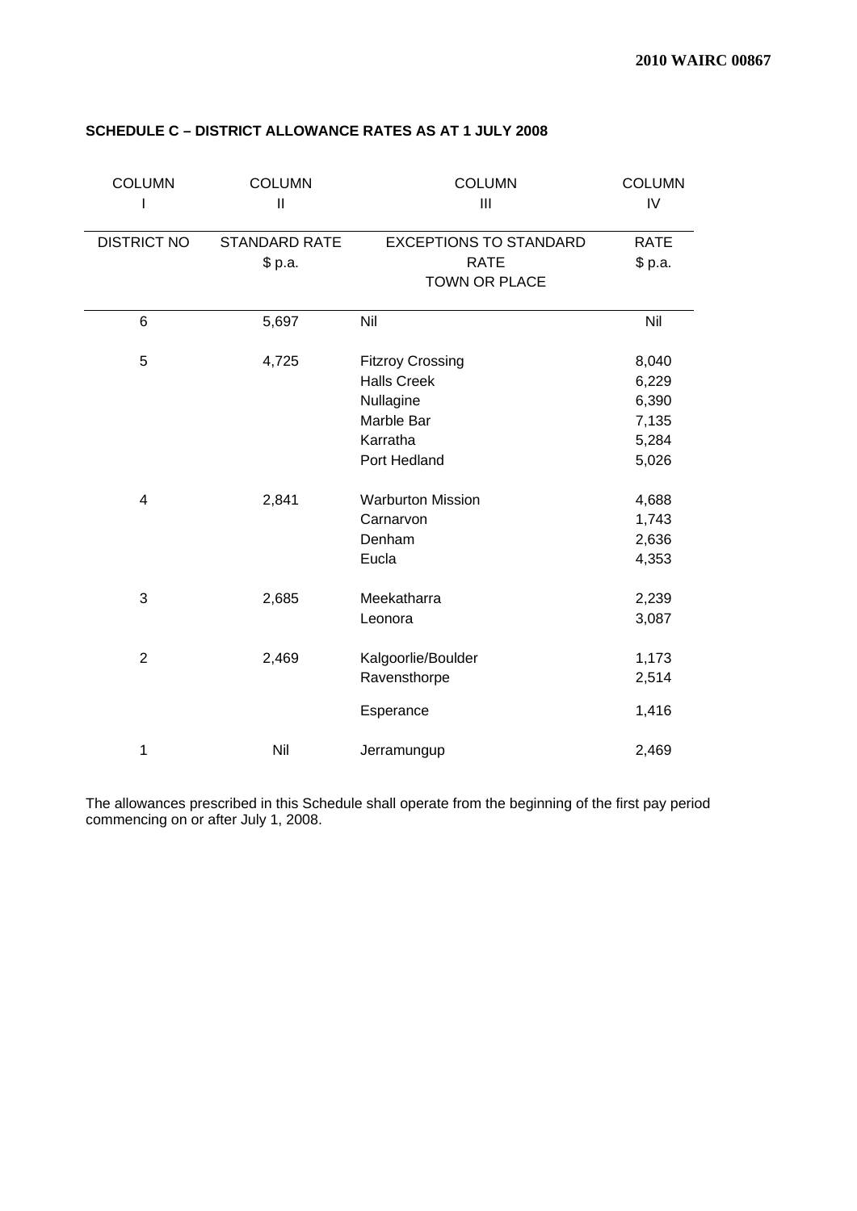**SCHEDULE C – DISTRICT ALLOWANCE RATES AS AT 1 JULY 2008**

| COLUMN I | COLUMN II | COLUMN III | COLUMN IV |
|---|---|---|---|
| DISTRICT NO | STANDARD RATE $ p.a. | EXCEPTIONS TO STANDARD RATE TOWN OR PLACE | RATE $ p.a. |
| 6 | 5,697 | Nil | Nil |
| 5 | 4,725 | Fitzroy Crossing | 8,040 |
| | | Halls Creek | 6,229 |
| | | Nullagine | 6,390 |
| | | Marble Bar | 7,135 |
| | | Karratha | 5,284 |
| | | Port Hedland | 5,026 |
| 4 | 2,841 | Warburton Mission | 4,688 |
| | | Carnarvon | 1,743 |
| | | Denham | 2,636 |
| | | Eucla | 4,353 |
| 3 | 2,685 | Meekatharra | 2,239 |
| | | Leonora | 3,087 |
| 2 | 2,469 | Kalgoorlie/Boulder | 1,173 |
| | | Ravensthorpe | 2,514 |
| | | Esperance | 1,416 |
| 1 | Nil | Jerramungup | 2,469 |

The allowances prescribed in this Schedule shall operate from the beginning of the first pay period commencing on or after July 1, 2008.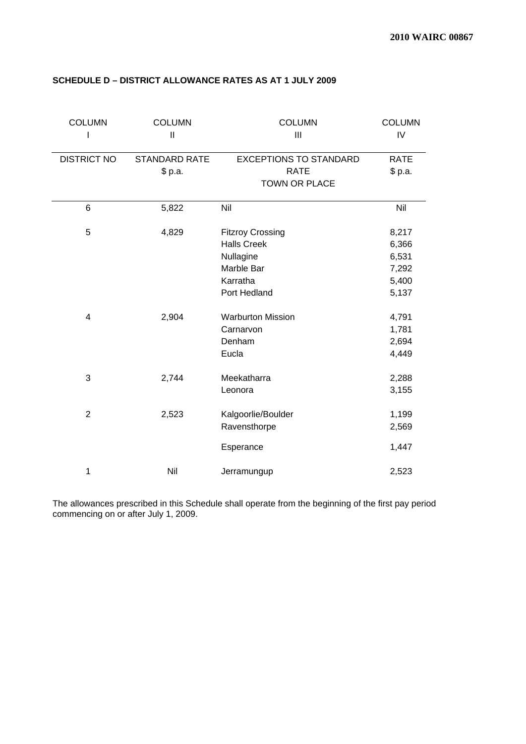## SCHEDULE D – DISTRICT ALLOWANCE RATES AS AT 1 JULY 2009

| COLUMN I | COLUMN II | COLUMN III | COLUMN IV |
|---|---|---|---|
| DISTRICT NO | STANDARD RATE $ p.a. | EXCEPTIONS TO STANDARD RATE TOWN OR PLACE | RATE $ p.a. |
| 6 | 5,822 | Nil | Nil |
| 5 | 4,829 | Fitzroy Crossing | 8,217 |
| | | Halls Creek | 6,366 |
| | | Nullagine | 6,531 |
| | | Marble Bar | 7,292 |
| | | Karratha | 5,400 |
| | | Port Hedland | 5,137 |
| 4 | 2,904 | Warburton Mission | 4,791 |
| | | Carnarvon | 1,781 |
| | | Denham | 2,694 |
| | | Eucla | 4,449 |
| 3 | 2,744 | Meekatharra | 2,288 |
| | | Leonora | 3,155 |
| 2 | 2,523 | Kalgoorlie/Boulder | 1,199 |
| | | Ravensthorpe | 2,569 |
| | | Esperance | 1,447 |
| 1 | Nil | Jerramungup | 2,523 |

The allowances prescribed in this Schedule shall operate from the beginning of the first pay period commencing on or after July 1, 2009.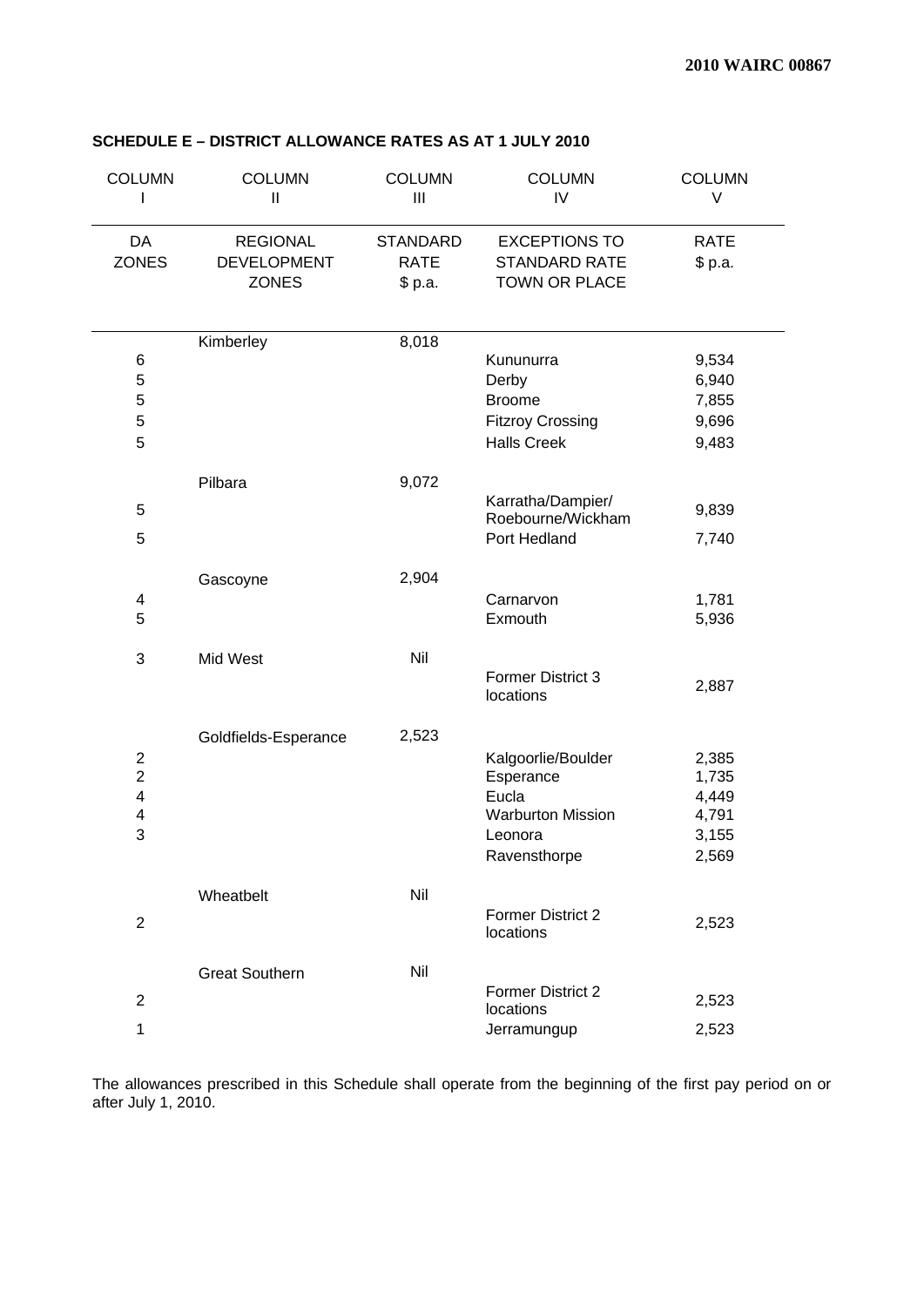## SCHEDULE E – DISTRICT ALLOWANCE RATES AS AT 1 JULY 2010

| COLUMN I | COLUMN II | COLUMN III | COLUMN IV | COLUMN V |
|---|---|---|---|---|
| DA ZONES | REGIONAL DEVELOPMENT ZONES | STANDARD RATE $ p.a. | EXCEPTIONS TO STANDARD RATE TOWN OR PLACE | RATE $ p.a. |
| | Kimberley | 8,018 | | |
| 6 | | | Kununurra | 9,534 |
| 5 | | | Derby | 6,940 |
| 5 | | | Broome | 7,855 |
| 5 | | | Fitzroy Crossing | 9,696 |
| 5 | | | Halls Creek | 9,483 |
| | Pilbara | 9,072 | | |
| 5 | | | Karratha/Dampier/ Roebourne/Wickham | 9,839 |
| 5 | | | Port Hedland | 7,740 |
| | Gascoyne | 2,904 | | |
| 4 | | | Carnarvon | 1,781 |
| 5 | | | Exmouth | 5,936 |
| 3 | Mid West | Nil | | |
| | | | Former District 3 locations | 2,887 |
| | Goldfields-Esperance | 2,523 | | |
| 2 | | | Kalgoorlie/Boulder | 2,385 |
| 2 | | | Esperance | 1,735 |
| 4 | | | Eucla | 4,449 |
| 4 | | | Warburton Mission | 4,791 |
| 3 | | | Leonora | 3,155 |
| | | | Ravensthorpe | 2,569 |
| | Wheatbelt | Nil | | |
| 2 | | | Former District 2 locations | 2,523 |
| | Great Southern | Nil | | |
| 2 | | | Former District 2 locations | 2,523 |
| 1 | | | Jerramungup | 2,523 |

The allowances prescribed in this Schedule shall operate from the beginning of the first pay period on or after July 1, 2010.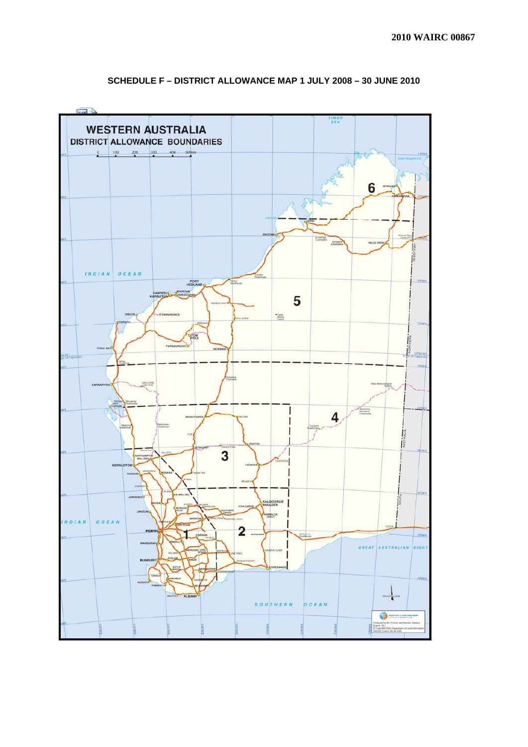## SCHEDULE F – DISTRICT ALLOWANCE MAP 1 JULY 2008 – 30 JUNE 2010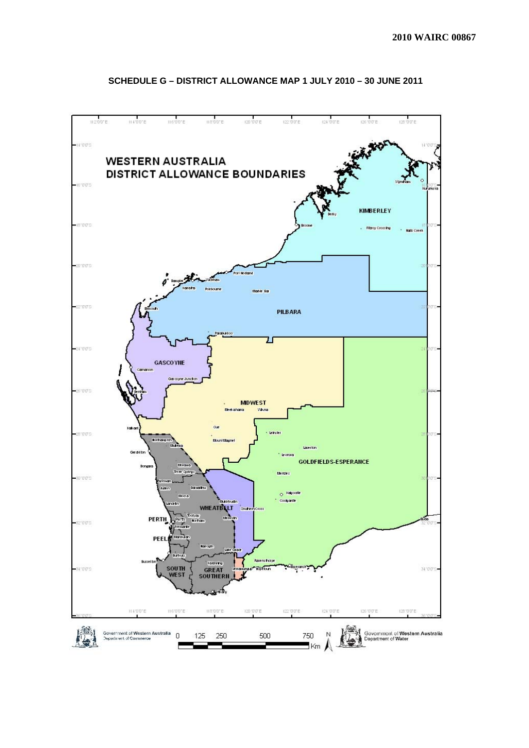## SCHEDULE G – DISTRICT ALLOWANCE MAP 1 JULY 2010 – 30 JUNE 2011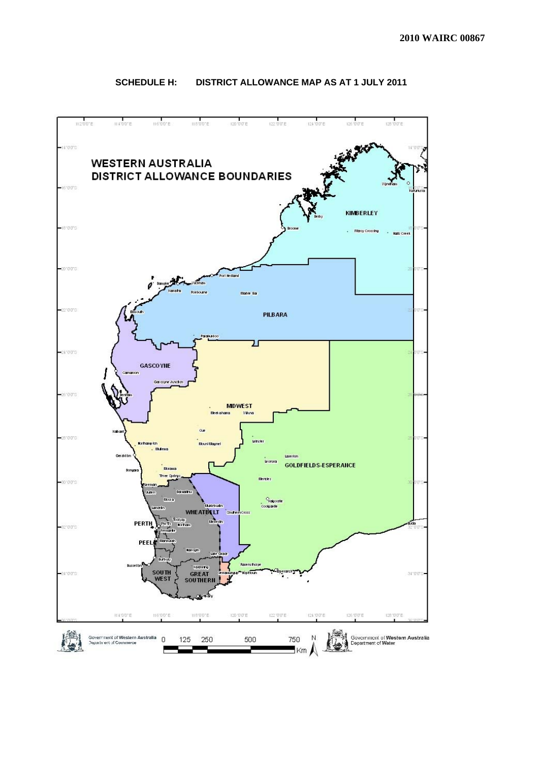2010 WAIRC 00867

## SCHEDULE H: DISTRICT ALLOWANCE MAP AS AT 1 JULY 2011

WESTERN AUSTRALIA
DISTRICT ALLOWANCE BOUNDARIES

KIMBERLEY

PILBARA

GASCOYNE

MIDWEST

GOLDFIELDS-ESPERANCE

WHEATBELT

PERTH

PEEL

SOUTH WEST

GREAT SOUTHERN

Government of Western Australia Department of Commerce

Government of Western Australia Department of Water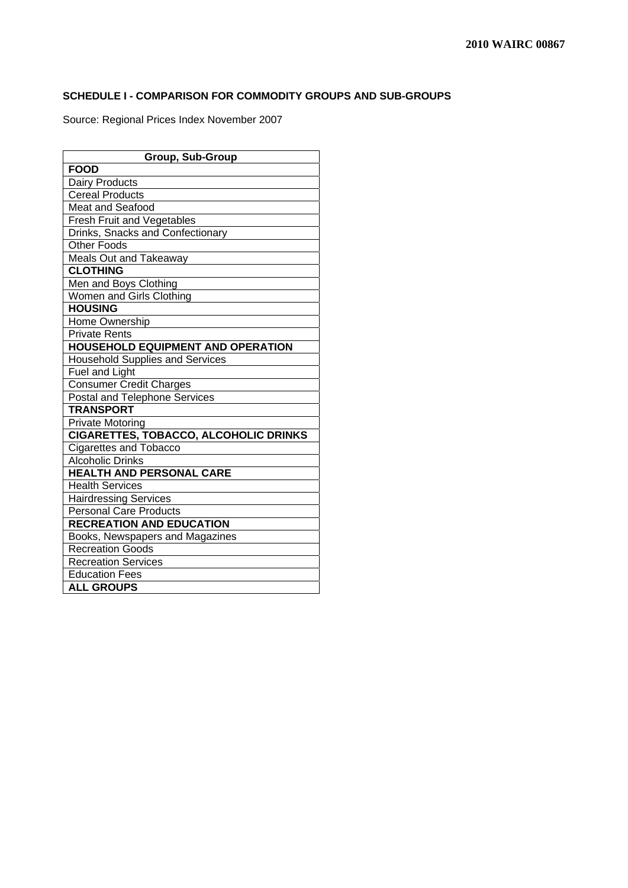**SCHEDULE I - COMPARISON FOR COMMODITY GROUPS AND SUB-GROUPS**

Source: Regional Prices Index November 2007

| Group, Sub-Group |
|---|
| **FOOD** |
| Dairy Products |
| Cereal Products |
| Meat and Seafood |
| Fresh Fruit and Vegetables |
| Drinks, Snacks and Confectionary |
| Other Foods |
| Meals Out and Takeaway |
| **CLOTHING** |
| Men and Boys Clothing |
| Women and Girls Clothing |
| **HOUSING** |
| Home Ownership |
| Private Rents |
| **HOUSEHOLD EQUIPMENT AND OPERATION** |
| Household Supplies and Services |
| Fuel and Light |
| Consumer Credit Charges |
| Postal and Telephone Services |
| **TRANSPORT** |
| Private Motoring |
| **CIGARETTES, TOBACCO, ALCOHOLIC DRINKS** |
| Cigarettes and Tobacco |
| Alcoholic Drinks |
| **HEALTH AND PERSONAL CARE** |
| Health Services |
| Hairdressing Services |
| Personal Care Products |
| **RECREATION AND EDUCATION** |
| Books, Newspapers and Magazines |
| Recreation Goods |
| Recreation Services |
| Education Fees |
| **ALL GROUPS** |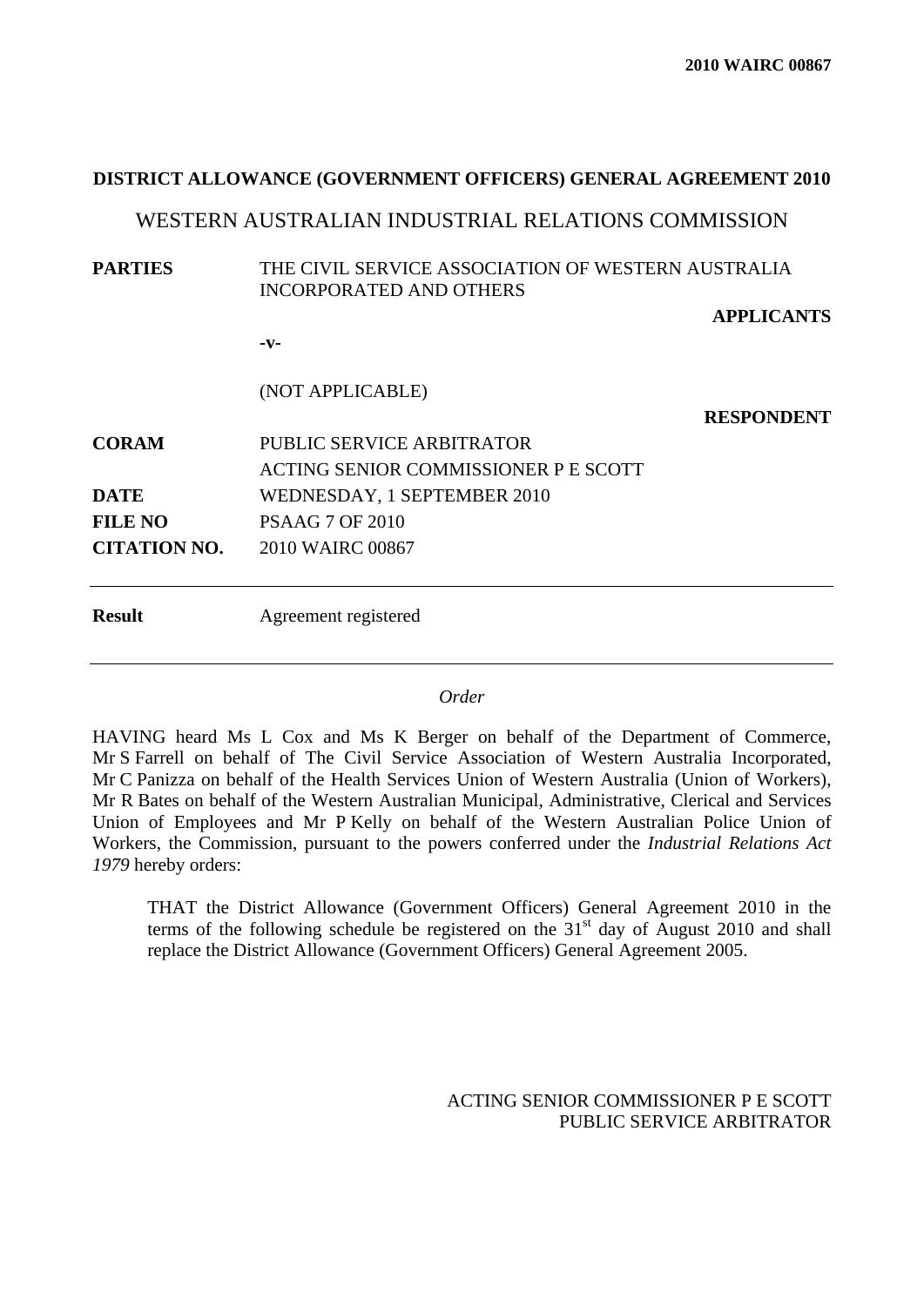2010 WAIRC 00867

**DISTRICT ALLOWANCE (GOVERNMENT OFFICERS) GENERAL AGREEMENT 2010**

WESTERN AUSTRALIAN INDUSTRIAL RELATIONS COMMISSION

| | | |
|---|---|---|
| **PARTIES** | THE CIVIL SERVICE ASSOCIATION OF WESTERN AUSTRALIA INCORPORATED AND OTHERS | **APPLICANTS** |
| | -v- | |
| | (NOT APPLICABLE) | **RESPONDENT** |
| **CORAM** | PUBLIC SERVICE ARBITRATOR<br>ACTING SENIOR COMMISSIONER P E SCOTT | |
| **DATE** | WEDNESDAY, 1 SEPTEMBER 2010 | |
| **FILE NO** | PSAAG 7 OF 2010 | |
| **CITATION NO.** | 2010 WAIRC 00867 | |

| | |
|---|---|
| **Result** | Agreement registered |

*Order*

HAVING heard Ms L Cox and Ms K Berger on behalf of the Department of Commerce, Mr S Farrell on behalf of The Civil Service Association of Western Australia Incorporated, Mr C Panizza on behalf of the Health Services Union of Western Australia (Union of Workers), Mr R Bates on behalf of the Western Australian Municipal, Administrative, Clerical and Services Union of Employees and Mr P Kelly on behalf of the Western Australian Police Union of Workers, the Commission, pursuant to the powers conferred under the *Industrial Relations Act 1979* hereby orders:

> THAT the District Allowance (Government Officers) General Agreement 2010 in the terms of the following schedule be registered on the 31st day of August 2010 and shall replace the District Allowance (Government Officers) General Agreement 2005.

ACTING SENIOR COMMISSIONER P E SCOTT
PUBLIC SERVICE ARBITRATOR